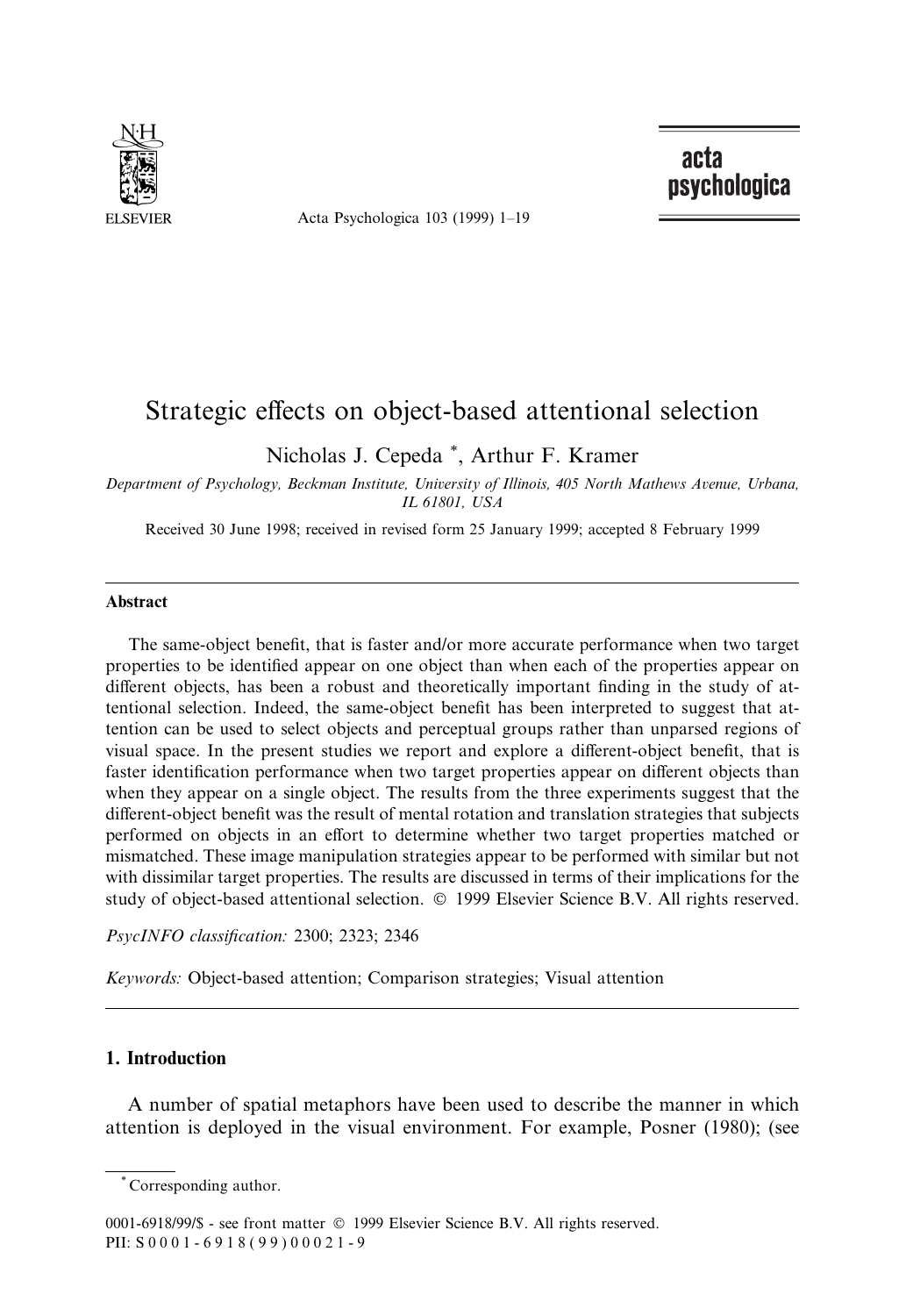# Strategic effects on object-based attentional selection

Nicholas J. Cepeda [*], Arthur F. Kramer

*Department of Psychology, Beckman Institute, University of Illinois, 405 North Mathews Avenue, Urbana, IL 61801, USA*

Received 30 June 1998; received in revised form 25 January 1999; accepted 8 February 1999

## Abstract

The same-object benefit, that is faster and/or more accurate performance when two target properties to be identified appear on one object than when each of the properties appear on different objects, has been a robust and theoretically important finding in the study of attentional selection. Indeed, the same-object benefit has been interpreted to suggest that attention can be used to select objects and perceptual groups rather than unparsed regions of visual space. In the present studies we report and explore a different-object benefit, that is faster identification performance when two target properties appear on different objects than when they appear on a single object. The results from the three experiments suggest that the different-object benefit was the result of mental rotation and translation strategies that subjects performed on objects in an effort to determine whether two target properties matched or mismatched. These image manipulation strategies appear to be performed with similar but not with dissimilar target properties. The results are discussed in terms of their implications for the study of object-based attentional selection. © 1999 Elsevier Science B.V. All rights reserved.

*PsycINFO classification:* 2300; 2323; 2346

*Keywords:* Object-based attention; Comparison strategies; Visual attention

## 1. Introduction

A number of spatial metaphors have been used to describe the manner in which attention is deployed in the visual environment. For example, Posner (1980); (see

[*] Corresponding author.

0001-6918/99/$ - see front matter © 1999 Elsevier Science B.V. All rights reserved.
PII: S0001-6918(99)00021-9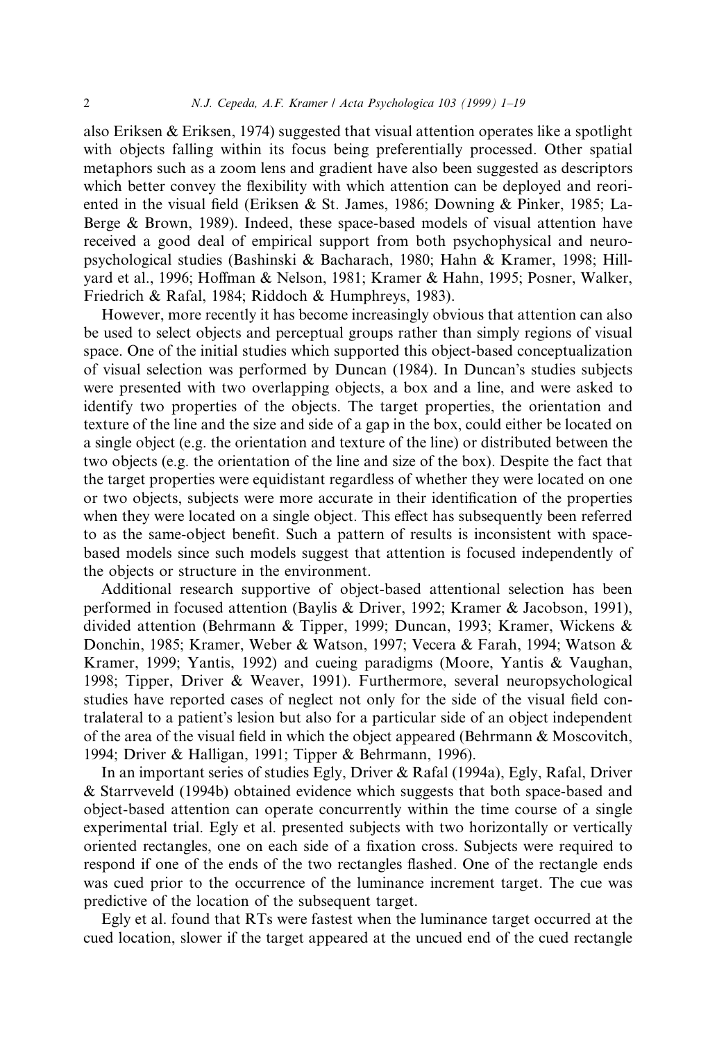also Eriksen & Eriksen, 1974) suggested that visual attention operates like a spotlight with objects falling within its focus being preferentially processed. Other spatial metaphors such as a zoom lens and gradient have also been suggested as descriptors which better convey the flexibility with which attention can be deployed and reoriented in the visual field (Eriksen & St. James, 1986; Downing & Pinker, 1985; LaBerge & Brown, 1989). Indeed, these space-based models of visual attention have received a good deal of empirical support from both psychophysical and neuropsychological studies (Bashinski & Bacharach, 1980; Hahn & Kramer, 1998; Hillyard et al., 1996; Hoffman & Nelson, 1981; Kramer & Hahn, 1995; Posner, Walker, Friedrich & Rafal, 1984; Riddoch & Humphreys, 1983).

However, more recently it has become increasingly obvious that attention can also be used to select objects and perceptual groups rather than simply regions of visual space. One of the initial studies which supported this object-based conceptualization of visual selection was performed by Duncan (1984). In Duncan's studies subjects were presented with two overlapping objects, a box and a line, and were asked to identify two properties of the objects. The target properties, the orientation and texture of the line and the size and side of a gap in the box, could either be located on a single object (e.g. the orientation and texture of the line) or distributed between the two objects (e.g. the orientation of the line and size of the box). Despite the fact that the target properties were equidistant regardless of whether they were located on one or two objects, subjects were more accurate in their identification of the properties when they were located on a single object. This effect has subsequently been referred to as the same-object benefit. Such a pattern of results is inconsistent with space-based models since such models suggest that attention is focused independently of the objects or structure in the environment.

Additional research supportive of object-based attentional selection has been performed in focused attention (Baylis & Driver, 1992; Kramer & Jacobson, 1991), divided attention (Behrmann & Tipper, 1999; Duncan, 1993; Kramer, Wickens & Donchin, 1985; Kramer, Weber & Watson, 1997; Vecera & Farah, 1994; Watson & Kramer, 1999; Yantis, 1992) and cueing paradigms (Moore, Yantis & Vaughan, 1998; Tipper, Driver & Weaver, 1991). Furthermore, several neuropsychological studies have reported cases of neglect not only for the side of the visual field contralateral to a patient's lesion but also for a particular side of an object independent of the area of the visual field in which the object appeared (Behrmann & Moscovitch, 1994; Driver & Halligan, 1991; Tipper & Behrmann, 1996).

In an important series of studies Egly, Driver & Rafal (1994a), Egly, Rafal, Driver & Starrveveld (1994b) obtained evidence which suggests that both space-based and object-based attention can operate concurrently within the time course of a single experimental trial. Egly et al. presented subjects with two horizontally or vertically oriented rectangles, one on each side of a fixation cross. Subjects were required to respond if one of the ends of the two rectangles flashed. One of the rectangle ends was cued prior to the occurrence of the luminance increment target. The cue was predictive of the location of the subsequent target.

Egly et al. found that RTs were fastest when the luminance target occurred at the cued location, slower if the target appeared at the uncued end of the cued rectangle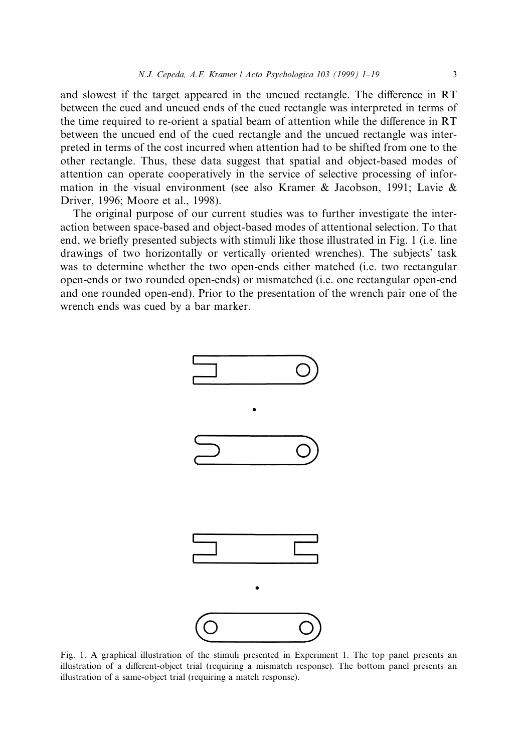and slowest if the target appeared in the uncued rectangle. The difference in RT between the cued and uncued ends of the cued rectangle was interpreted in terms of the time required to re-orient a spatial beam of attention while the difference in RT between the uncued end of the cued rectangle and the uncued rectangle was interpreted in terms of the cost incurred when attention had to be shifted from one to the other rectangle. Thus, these data suggest that spatial and object-based modes of attention can operate cooperatively in the service of selective processing of information in the visual environment (see also Kramer & Jacobson, 1991; Lavie & Driver, 1996; Moore et al., 1998).

The original purpose of our current studies was to further investigate the interaction between space-based and object-based modes of attentional selection. To that end, we briefly presented subjects with stimuli like those illustrated in Fig. 1 (i.e. line drawings of two horizontally or vertically oriented wrenches). The subjects' task was to determine whether the two open-ends either matched (i.e. two rectangular open-ends or two rounded open-ends) or mismatched (i.e. one rectangular open-end and one rounded open-end). Prior to the presentation of the wrench pair one of the wrench ends was cued by a bar marker.

Fig. 1. A graphical illustration of the stimuli presented in Experiment 1. The top panel presents an illustration of a different-object trial (requiring a mismatch response). The bottom panel presents an illustration of a same-object trial (requiring a match response).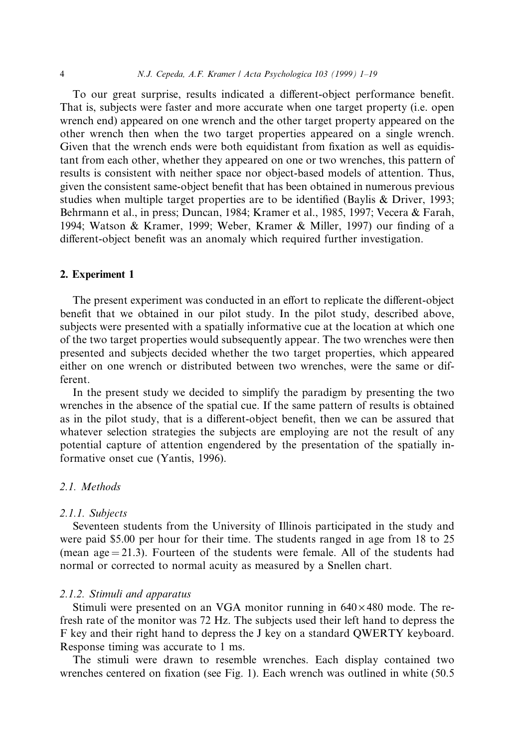To our great surprise, results indicated a different-object performance benefit. That is, subjects were faster and more accurate when one target property (i.e. open wrench end) appeared on one wrench and the other target property appeared on the other wrench then when the two target properties appeared on a single wrench. Given that the wrench ends were both equidistant from fixation as well as equidistant from each other, whether they appeared on one or two wrenches, this pattern of results is consistent with neither space nor object-based models of attention. Thus, given the consistent same-object benefit that has been obtained in numerous previous studies when multiple target properties are to be identified (Baylis & Driver, 1993; Behrmann et al., in press; Duncan, 1984; Kramer et al., 1985, 1997; Vecera & Farah, 1994; Watson & Kramer, 1999; Weber, Kramer & Miller, 1997) our finding of a different-object benefit was an anomaly which required further investigation.

## 2. Experiment 1

The present experiment was conducted in an effort to replicate the different-object benefit that we obtained in our pilot study. In the pilot study, described above, subjects were presented with a spatially informative cue at the location at which one of the two target properties would subsequently appear. The two wrenches were then presented and subjects decided whether the two target properties, which appeared either on one wrench or distributed between two wrenches, were the same or different.

In the present study we decided to simplify the paradigm by presenting the two wrenches in the absence of the spatial cue. If the same pattern of results is obtained as in the pilot study, that is a different-object benefit, then we can be assured that whatever selection strategies the subjects are employing are not the result of any potential capture of attention engendered by the presentation of the spatially informative onset cue (Yantis, 1996).

### 2.1. Methods

#### 2.1.1. Subjects

Seventeen students from the University of Illinois participated in the study and were paid $5.00 per hour for their time. The students ranged in age from 18 to 25 (mean age = 21.3). Fourteen of the students were female. All of the students had normal or corrected to normal acuity as measured by a Snellen chart.

#### 2.1.2. Stimuli and apparatus

Stimuli were presented on an VGA monitor running in $640 \times 480$ mode. The refresh rate of the monitor was 72 Hz. The subjects used their left hand to depress the F key and their right hand to depress the J key on a standard QWERTY keyboard. Response timing was accurate to 1 ms.

The stimuli were drawn to resemble wrenches. Each display contained two wrenches centered on fixation (see Fig. 1). Each wrench was outlined in white (50.5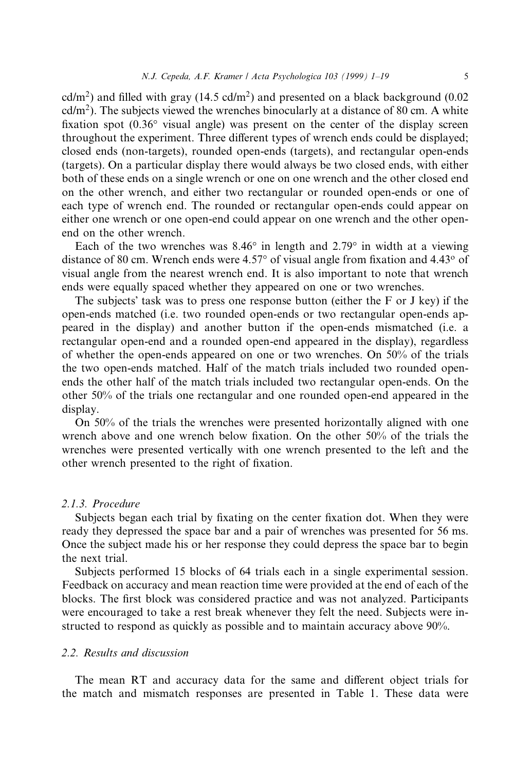cd/m$^2$) and filled with gray (14.5 cd/m$^2$) and presented on a black background (0.02 cd/m$^2$). The subjects viewed the wrenches binocularly at a distance of 80 cm. A white fixation spot (0.36° visual angle) was present on the center of the display screen throughout the experiment. Three different types of wrench ends could be displayed; closed ends (non-targets), rounded open-ends (targets), and rectangular open-ends (targets). On a particular display there would always be two closed ends, with either both of these ends on a single wrench or one on one wrench and the other closed end on the other wrench, and either two rectangular or rounded open-ends or one of each type of wrench end. The rounded or rectangular open-ends could appear on either one wrench or one open-end could appear on one wrench and the other open-end on the other wrench.

Each of the two wrenches was 8.46° in length and 2.79° in width at a viewing distance of 80 cm. Wrench ends were 4.57° of visual angle from fixation and 4.43° of visual angle from the nearest wrench end. It is also important to note that wrench ends were equally spaced whether they appeared on one or two wrenches.

The subjects' task was to press one response button (either the F or J key) if the open-ends matched (i.e. two rounded open-ends or two rectangular open-ends appeared in the display) and another button if the open-ends mismatched (i.e. a rectangular open-end and a rounded open-end appeared in the display), regardless of whether the open-ends appeared on one or two wrenches. On 50% of the trials the two open-ends matched. Half of the match trials included two rounded open-ends the other half of the match trials included two rectangular open-ends. On the other 50% of the trials one rectangular and one rounded open-end appeared in the display.

On 50% of the trials the wrenches were presented horizontally aligned with one wrench above and one wrench below fixation. On the other 50% of the trials the wrenches were presented vertically with one wrench presented to the left and the other wrench presented to the right of fixation.

#### 2.1.3. Procedure

Subjects began each trial by fixating on the center fixation dot. When they were ready they depressed the space bar and a pair of wrenches was presented for 56 ms. Once the subject made his or her response they could depress the space bar to begin the next trial.

Subjects performed 15 blocks of 64 trials each in a single experimental session. Feedback on accuracy and mean reaction time were provided at the end of each of the blocks. The first block was considered practice and was not analyzed. Participants were encouraged to take a rest break whenever they felt the need. Subjects were instructed to respond as quickly as possible and to maintain accuracy above 90%.

### 2.2. Results and discussion

The mean RT and accuracy data for the same and different object trials for the match and mismatch responses are presented in Table 1. These data were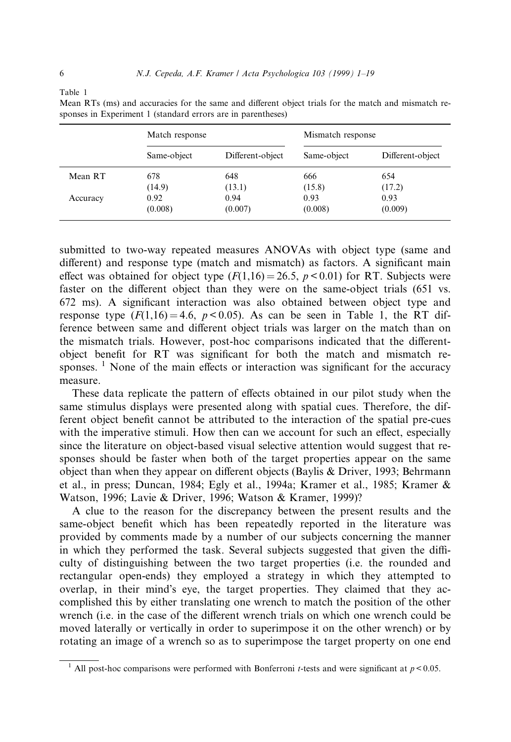Table 1

Mean RTs (ms) and accuracies for the same and different object trials for the match and mismatch responses in Experiment 1 (standard errors are in parentheses)

| | Match response | | Mismatch response | |
|---|---|---|---|---|
| | Same-object | Different-object | Same-object | Different-object |
| Mean RT | 678 | 648 | 666 | 654 |
| | (14.9) | (13.1) | (15.8) | (17.2) |
| Accuracy | 0.92 | 0.94 | 0.93 | 0.93 |
| | (0.008) | (0.007) | (0.008) | (0.009) |

submitted to two-way repeated measures ANOVAs with object type (same and different) and response type (match and mismatch) as factors. A significant main effect was obtained for object type ($F(1,16) = 26.5$, $p < 0.01$) for RT. Subjects were faster on the different object than they were on the same-object trials (651 vs. 672 ms). A significant interaction was also obtained between object type and response type ($F(1,16) = 4.6$, $p < 0.05$). As can be seen in Table 1, the RT difference between same and different object trials was larger on the match than on the mismatch trials. However, post-hoc comparisons indicated that the different-object benefit for RT was significant for both the match and mismatch responses. [1] None of the main effects or interaction was significant for the accuracy measure.

These data replicate the pattern of effects obtained in our pilot study when the same stimulus displays were presented along with spatial cues. Therefore, the different object benefit cannot be attributed to the interaction of the spatial pre-cues with the imperative stimuli. How then can we account for such an effect, especially since the literature on object-based visual selective attention would suggest that responses should be faster when both of the target properties appear on the same object than when they appear on different objects (Baylis & Driver, 1993; Behrmann et al., in press; Duncan, 1984; Egly et al., 1994a; Kramer et al., 1985; Kramer & Watson, 1996; Lavie & Driver, 1996; Watson & Kramer, 1999)?

A clue to the reason for the discrepancy between the present results and the same-object benefit which has been repeatedly reported in the literature was provided by comments made by a number of our subjects concerning the manner in which they performed the task. Several subjects suggested that given the difficulty of distinguishing between the two target properties (i.e. the rounded and rectangular open-ends) they employed a strategy in which they attempted to overlap, in their mind's eye, the target properties. They claimed that they accomplished this by either translating one wrench to match the position of the other wrench (i.e. in the case of the different wrench trials on which one wrench could be moved laterally or vertically in order to superimpose it on the other wrench) or by rotating an image of a wrench so as to superimpose the target property on one end

[1] All post-hoc comparisons were performed with Bonferroni $t$-tests and were significant at $p < 0.05$.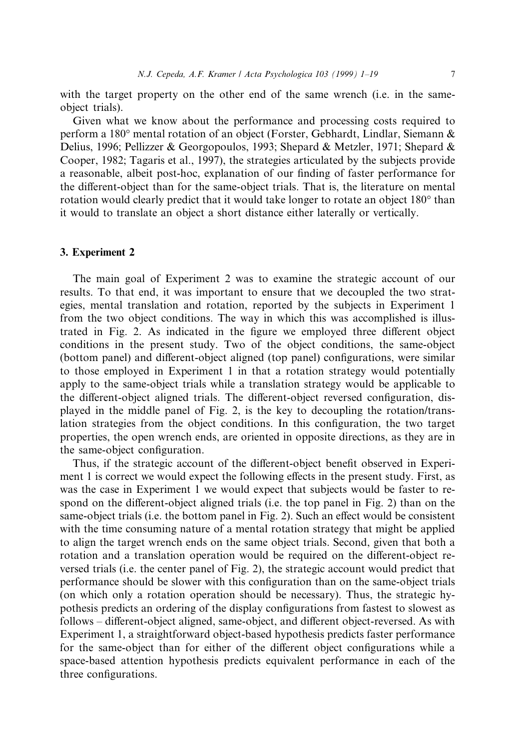with the target property on the other end of the same wrench (i.e. in the same-object trials).

Given what we know about the performance and processing costs required to perform a 180° mental rotation of an object (Forster, Gebhardt, Lindlar, Siemann & Delius, 1996; Pellizzer & Georgopoulos, 1993; Shepard & Metzler, 1971; Shepard & Cooper, 1982; Tagaris et al., 1997), the strategies articulated by the subjects provide a reasonable, albeit post-hoc, explanation of our finding of faster performance for the different-object than for the same-object trials. That is, the literature on mental rotation would clearly predict that it would take longer to rotate an object 180° than it would to translate an object a short distance either laterally or vertically.

## 3. Experiment 2

The main goal of Experiment 2 was to examine the strategic account of our results. To that end, it was important to ensure that we decoupled the two strategies, mental translation and rotation, reported by the subjects in Experiment 1 from the two object conditions. The way in which this was accomplished is illustrated in Fig. 2. As indicated in the figure we employed three different object conditions in the present study. Two of the object conditions, the same-object (bottom panel) and different-object aligned (top panel) configurations, were similar to those employed in Experiment 1 in that a rotation strategy would potentially apply to the same-object trials while a translation strategy would be applicable to the different-object aligned trials. The different-object reversed configuration, displayed in the middle panel of Fig. 2, is the key to decoupling the rotation/translation strategies from the object conditions. In this configuration, the two target properties, the open wrench ends, are oriented in opposite directions, as they are in the same-object configuration.

Thus, if the strategic account of the different-object benefit observed in Experiment 1 is correct we would expect the following effects in the present study. First, as was the case in Experiment 1 we would expect that subjects would be faster to respond on the different-object aligned trials (i.e. the top panel in Fig. 2) than on the same-object trials (i.e. the bottom panel in Fig. 2). Such an effect would be consistent with the time consuming nature of a mental rotation strategy that might be applied to align the target wrench ends on the same object trials. Second, given that both a rotation and a translation operation would be required on the different-object reversed trials (i.e. the center panel of Fig. 2), the strategic account would predict that performance should be slower with this configuration than on the same-object trials (on which only a rotation operation should be necessary). Thus, the strategic hypothesis predicts an ordering of the display configurations from fastest to slowest as follows – different-object aligned, same-object, and different object-reversed. As with Experiment 1, a straightforward object-based hypothesis predicts faster performance for the same-object than for either of the different object configurations while a space-based attention hypothesis predicts equivalent performance in each of the three configurations.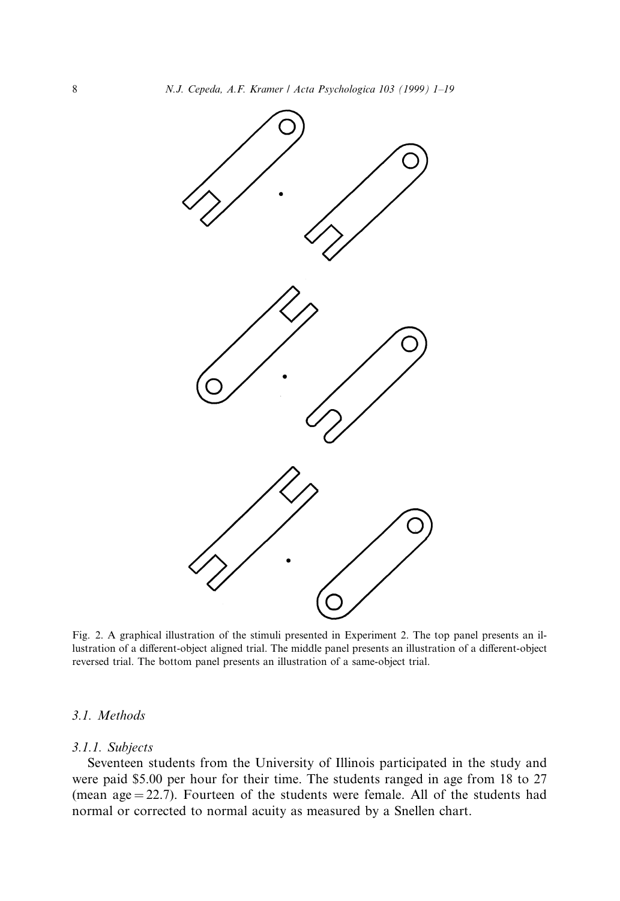Fig. 2. A graphical illustration of the stimuli presented in Experiment 2. The top panel presents an illustration of a different-object aligned trial. The middle panel presents an illustration of a different-object reversed trial. The bottom panel presents an illustration of a same-object trial.

### 3.1. Methods

#### 3.1.1. Subjects

Seventeen students from the University of Illinois participated in the study and were paid $5.00 per hour for their time. The students ranged in age from 18 to 27 (mean age = 22.7). Fourteen of the students were female. All of the students had normal or corrected to normal acuity as measured by a Snellen chart.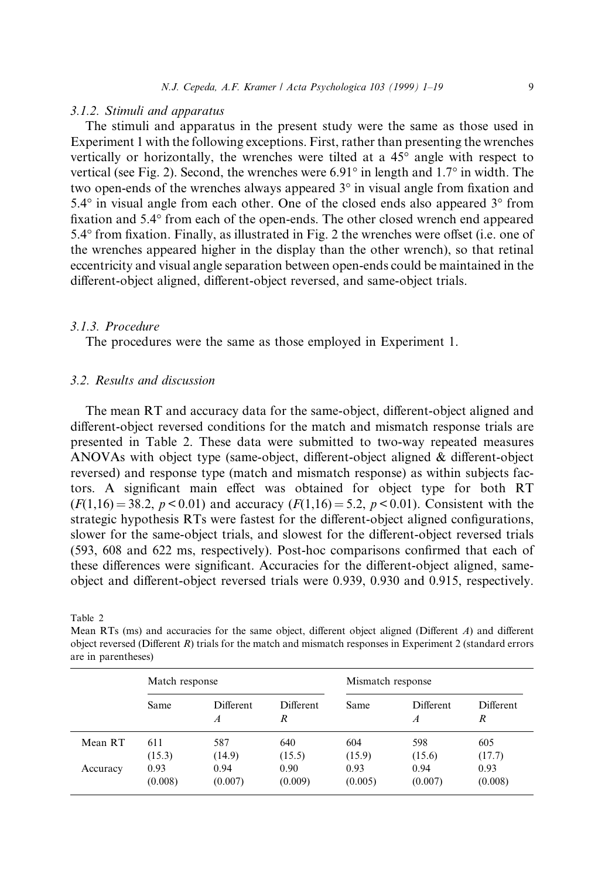### 3.1.2. Stimuli and apparatus

The stimuli and apparatus in the present study were the same as those used in Experiment 1 with the following exceptions. First, rather than presenting the wrenches vertically or horizontally, the wrenches were tilted at a 45° angle with respect to vertical (see Fig. 2). Second, the wrenches were 6.91° in length and 1.7° in width. The two open-ends of the wrenches always appeared 3° in visual angle from fixation and 5.4° in visual angle from each other. One of the closed ends also appeared 3° from fixation and 5.4° from each of the open-ends. The other closed wrench end appeared 5.4° from fixation. Finally, as illustrated in Fig. 2 the wrenches were offset (i.e. one of the wrenches appeared higher in the display than the other wrench), so that retinal eccentricity and visual angle separation between open-ends could be maintained in the different-object aligned, different-object reversed, and same-object trials.

### 3.1.3. Procedure

The procedures were the same as those employed in Experiment 1.

## 3.2. Results and discussion

The mean RT and accuracy data for the same-object, different-object aligned and different-object reversed conditions for the match and mismatch response trials are presented in Table 2. These data were submitted to two-way repeated measures ANOVAs with object type (same-object, different-object aligned & different-object reversed) and response type (match and mismatch response) as within subjects factors. A significant main effect was obtained for object type for both RT ($F(1,16) = 38.2$, $p < 0.01$) and accuracy ($F(1,16) = 5.2$, $p < 0.01$). Consistent with the strategic hypothesis RTs were fastest for the different-object aligned configurations, slower for the same-object trials, and slowest for the different-object reversed trials (593, 608 and 622 ms, respectively). Post-hoc comparisons confirmed that each of these differences were significant. Accuracies for the different-object aligned, same-object and different-object reversed trials were 0.939, 0.930 and 0.915, respectively.

Table 2

Mean RTs (ms) and accuracies for the same object, different object aligned (Different *A*) and different object reversed (Different *R*) trials for the match and mismatch responses in Experiment 2 (standard errors are in parentheses)

| | Match response | | | Mismatch response | | |
|---|---|---|---|---|---|---|
| | Same | Different *A* | Different *R* | Same | Different *A* | Different *R* |
| Mean RT | 611 (15.3) | 587 (14.9) | 640 (15.5) | 604 (15.9) | 598 (15.6) | 605 (17.7) |
| Accuracy | 0.93 (0.008) | 0.94 (0.007) | 0.90 (0.009) | 0.93 (0.005) | 0.94 (0.007) | 0.93 (0.008) |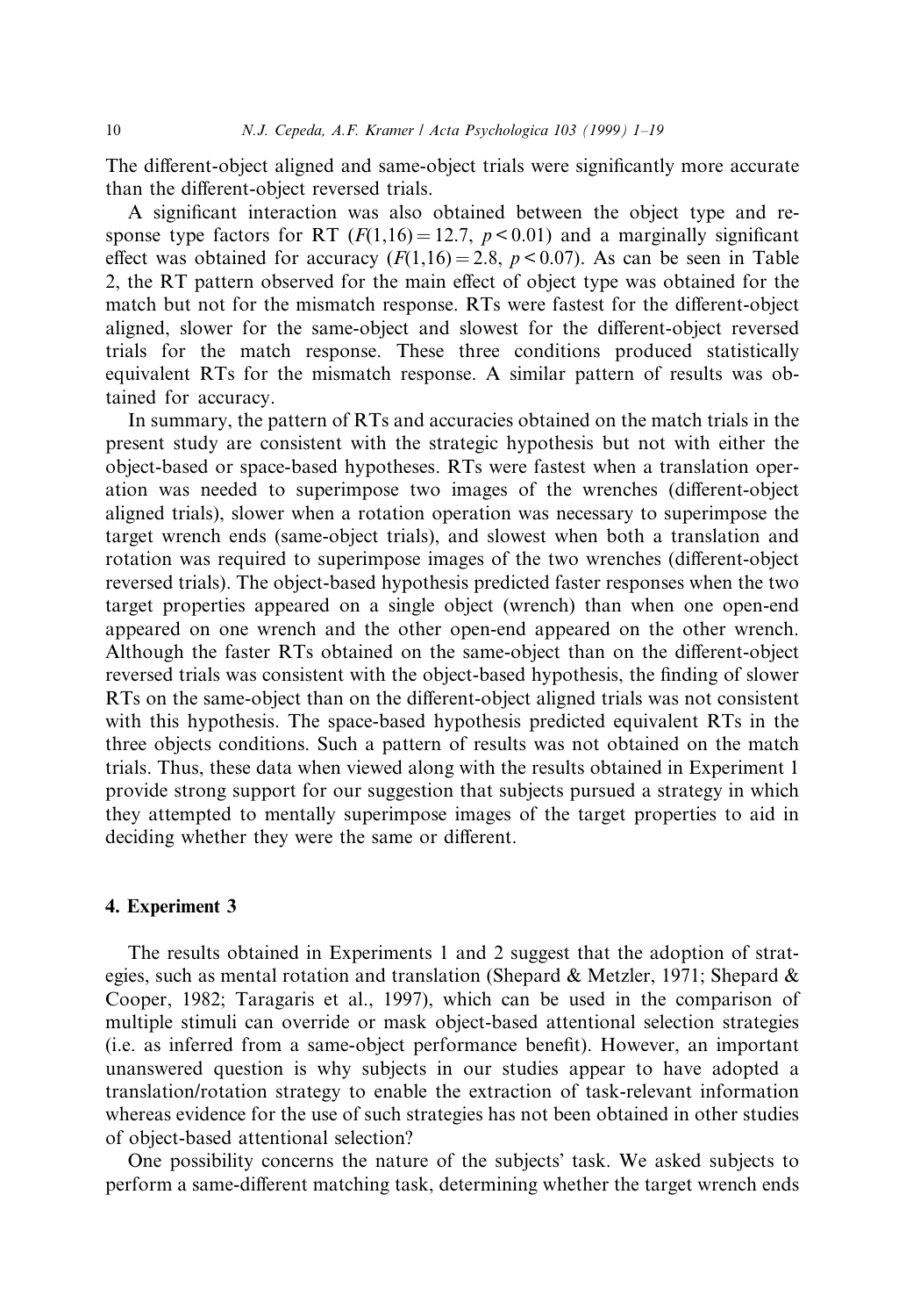The different-object aligned and same-object trials were significantly more accurate than the different-object reversed trials.

A significant interaction was also obtained between the object type and response type factors for RT ($F(1,16) = 12.7$, $p < 0.01$) and a marginally significant effect was obtained for accuracy ($F(1,16) = 2.8$, $p < 0.07$). As can be seen in Table 2, the RT pattern observed for the main effect of object type was obtained for the match but not for the mismatch response. RTs were fastest for the different-object aligned, slower for the same-object and slowest for the different-object reversed trials for the match response. These three conditions produced statistically equivalent RTs for the mismatch response. A similar pattern of results was obtained for accuracy.

In summary, the pattern of RTs and accuracies obtained on the match trials in the present study are consistent with the strategic hypothesis but not with either the object-based or space-based hypotheses. RTs were fastest when a translation operation was needed to superimpose two images of the wrenches (different-object aligned trials), slower when a rotation operation was necessary to superimpose the target wrench ends (same-object trials), and slowest when both a translation and rotation was required to superimpose images of the two wrenches (different-object reversed trials). The object-based hypothesis predicted faster responses when the two target properties appeared on a single object (wrench) than when one open-end appeared on one wrench and the other open-end appeared on the other wrench. Although the faster RTs obtained on the same-object than on the different-object reversed trials was consistent with the object-based hypothesis, the finding of slower RTs on the same-object than on the different-object aligned trials was not consistent with this hypothesis. The space-based hypothesis predicted equivalent RTs in the three objects conditions. Such a pattern of results was not obtained on the match trials. Thus, these data when viewed along with the results obtained in Experiment 1 provide strong support for our suggestion that subjects pursued a strategy in which they attempted to mentally superimpose images of the target properties to aid in deciding whether they were the same or different.

## 4. Experiment 3

The results obtained in Experiments 1 and 2 suggest that the adoption of strategies, such as mental rotation and translation (Shepard & Metzler, 1971; Shepard & Cooper, 1982; Taragaris et al., 1997), which can be used in the comparison of multiple stimuli can override or mask object-based attentional selection strategies (i.e. as inferred from a same-object performance benefit). However, an important unanswered question is why subjects in our studies appear to have adopted a translation/rotation strategy to enable the extraction of task-relevant information whereas evidence for the use of such strategies has not been obtained in other studies of object-based attentional selection?

One possibility concerns the nature of the subjects' task. We asked subjects to perform a same-different matching task, determining whether the target wrench ends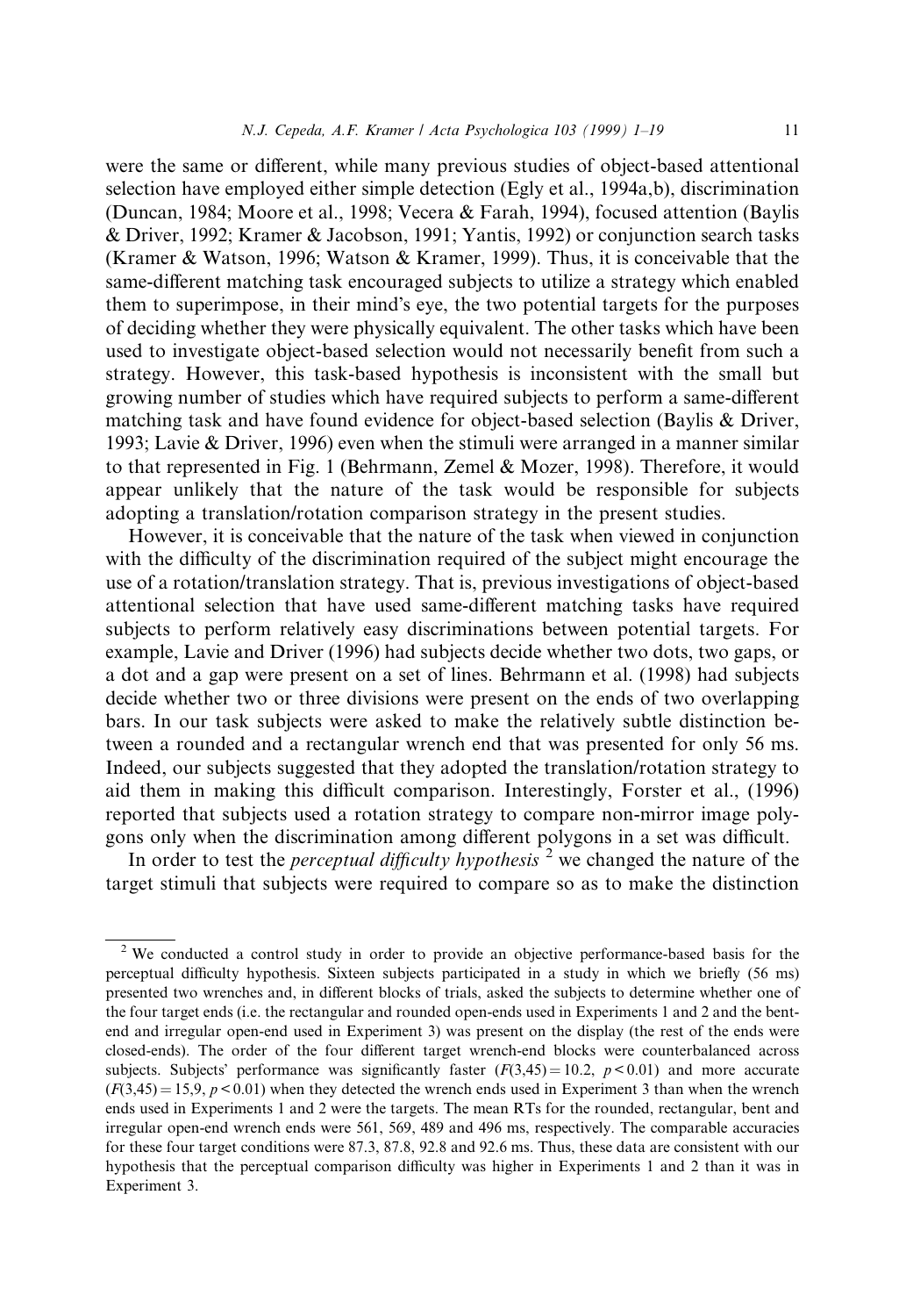were the same or different, while many previous studies of object-based attentional selection have employed either simple detection (Egly et al., 1994a,b), discrimination (Duncan, 1984; Moore et al., 1998; Vecera & Farah, 1994), focused attention (Baylis & Driver, 1992; Kramer & Jacobson, 1991; Yantis, 1992) or conjunction search tasks (Kramer & Watson, 1996; Watson & Kramer, 1999). Thus, it is conceivable that the same-different matching task encouraged subjects to utilize a strategy which enabled them to superimpose, in their mind's eye, the two potential targets for the purposes of deciding whether they were physically equivalent. The other tasks which have been used to investigate object-based selection would not necessarily benefit from such a strategy. However, this task-based hypothesis is inconsistent with the small but growing number of studies which have required subjects to perform a same-different matching task and have found evidence for object-based selection (Baylis & Driver, 1993; Lavie & Driver, 1996) even when the stimuli were arranged in a manner similar to that represented in Fig. 1 (Behrmann, Zemel & Mozer, 1998). Therefore, it would appear unlikely that the nature of the task would be responsible for subjects adopting a translation/rotation comparison strategy in the present studies.

However, it is conceivable that the nature of the task when viewed in conjunction with the difficulty of the discrimination required of the subject might encourage the use of a rotation/translation strategy. That is, previous investigations of object-based attentional selection that have used same-different matching tasks have required subjects to perform relatively easy discriminations between potential targets. For example, Lavie and Driver (1996) had subjects decide whether two dots, two gaps, or a dot and a gap were present on a set of lines. Behrmann et al. (1998) had subjects decide whether two or three divisions were present on the ends of two overlapping bars. In our task subjects were asked to make the relatively subtle distinction between a rounded and a rectangular wrench end that was presented for only 56 ms. Indeed, our subjects suggested that they adopted the translation/rotation strategy to aid them in making this difficult comparison. Interestingly, Forster et al., (1996) reported that subjects used a rotation strategy to compare non-mirror image polygons only when the discrimination among different polygons in a set was difficult.

In order to test the *perceptual difficulty hypothesis* [2] we changed the nature of the target stimuli that subjects were required to compare so as to make the distinction

---

[2] We conducted a control study in order to provide an objective performance-based basis for the perceptual difficulty hypothesis. Sixteen subjects participated in a study in which we briefly (56 ms) presented two wrenches and, in different blocks of trials, asked the subjects to determine whether one of the four target ends (i.e. the rectangular and rounded open-ends used in Experiments 1 and 2 and the bent-end and irregular open-end used in Experiment 3) was present on the display (the rest of the ends were closed-ends). The order of the four different target wrench-end blocks were counterbalanced across subjects. Subjects' performance was significantly faster ($F(3,45) = 10.2$, $p < 0.01$) and more accurate ($F(3,45) = 15,9$, $p < 0.01$) when they detected the wrench ends used in Experiment 3 than when the wrench ends used in Experiments 1 and 2 were the targets. The mean RTs for the rounded, rectangular, bent and irregular open-end wrench ends were 561, 569, 489 and 496 ms, respectively. The comparable accuracies for these four target conditions were 87.3, 87.8, 92.8 and 92.6 ms. Thus, these data are consistent with our hypothesis that the perceptual comparison difficulty was higher in Experiments 1 and 2 than it was in Experiment 3.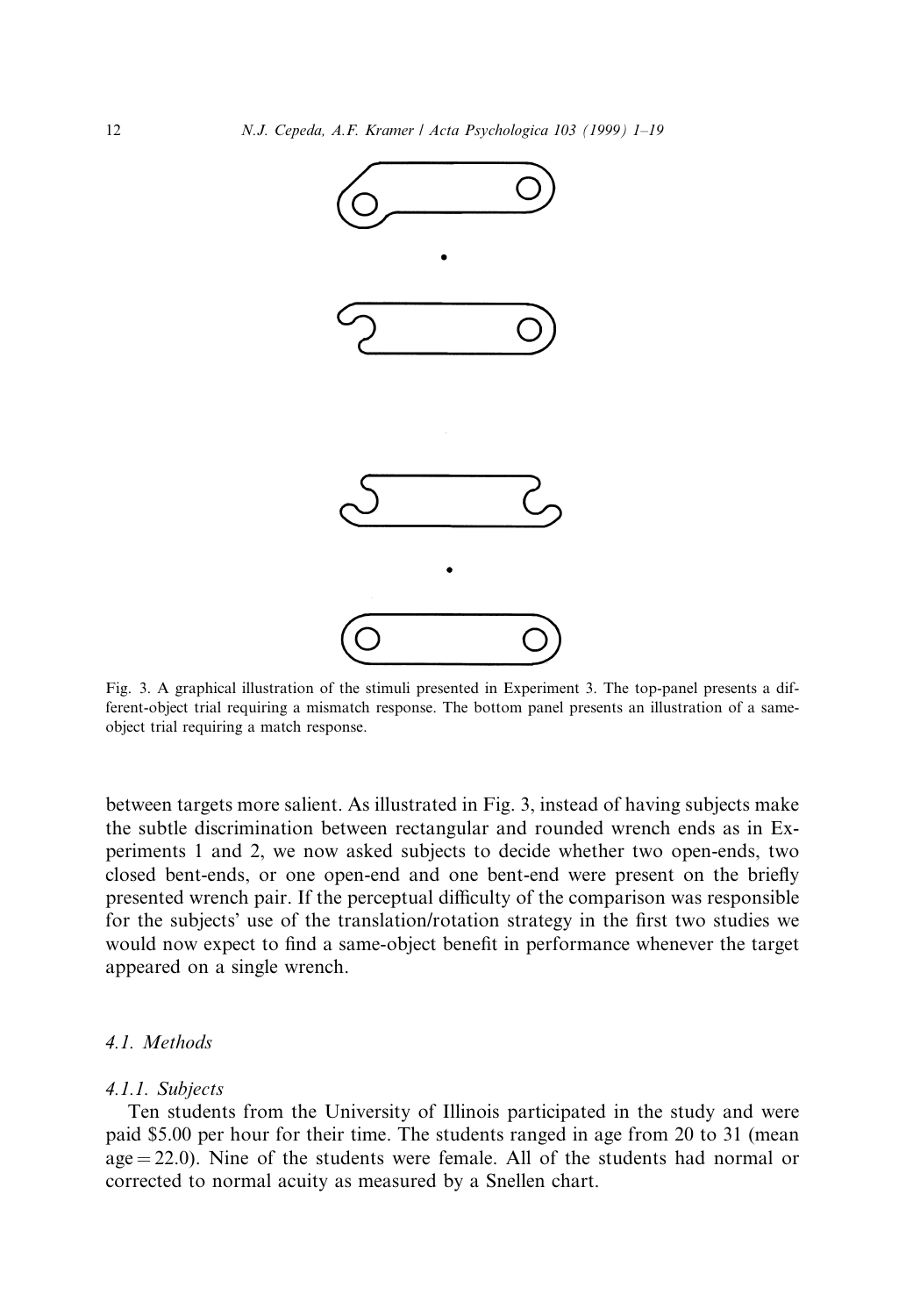Fig. 3. A graphical illustration of the stimuli presented in Experiment 3. The top-panel presents a different-object trial requiring a mismatch response. The bottom panel presents an illustration of a same-object trial requiring a match response.

between targets more salient. As illustrated in Fig. 3, instead of having subjects make the subtle discrimination between rectangular and rounded wrench ends as in Experiments 1 and 2, we now asked subjects to decide whether two open-ends, two closed bent-ends, or one open-end and one bent-end were present on the briefly presented wrench pair. If the perceptual difficulty of the comparison was responsible for the subjects' use of the translation/rotation strategy in the first two studies we would now expect to find a same-object benefit in performance whenever the target appeared on a single wrench.

### *4.1. Methods*

#### *4.1.1. Subjects*

Ten students from the University of Illinois participated in the study and were paid \$5.00 per hour for their time. The students ranged in age from 20 to 31 (mean age = 22.0). Nine of the students were female. All of the students had normal or corrected to normal acuity as measured by a Snellen chart.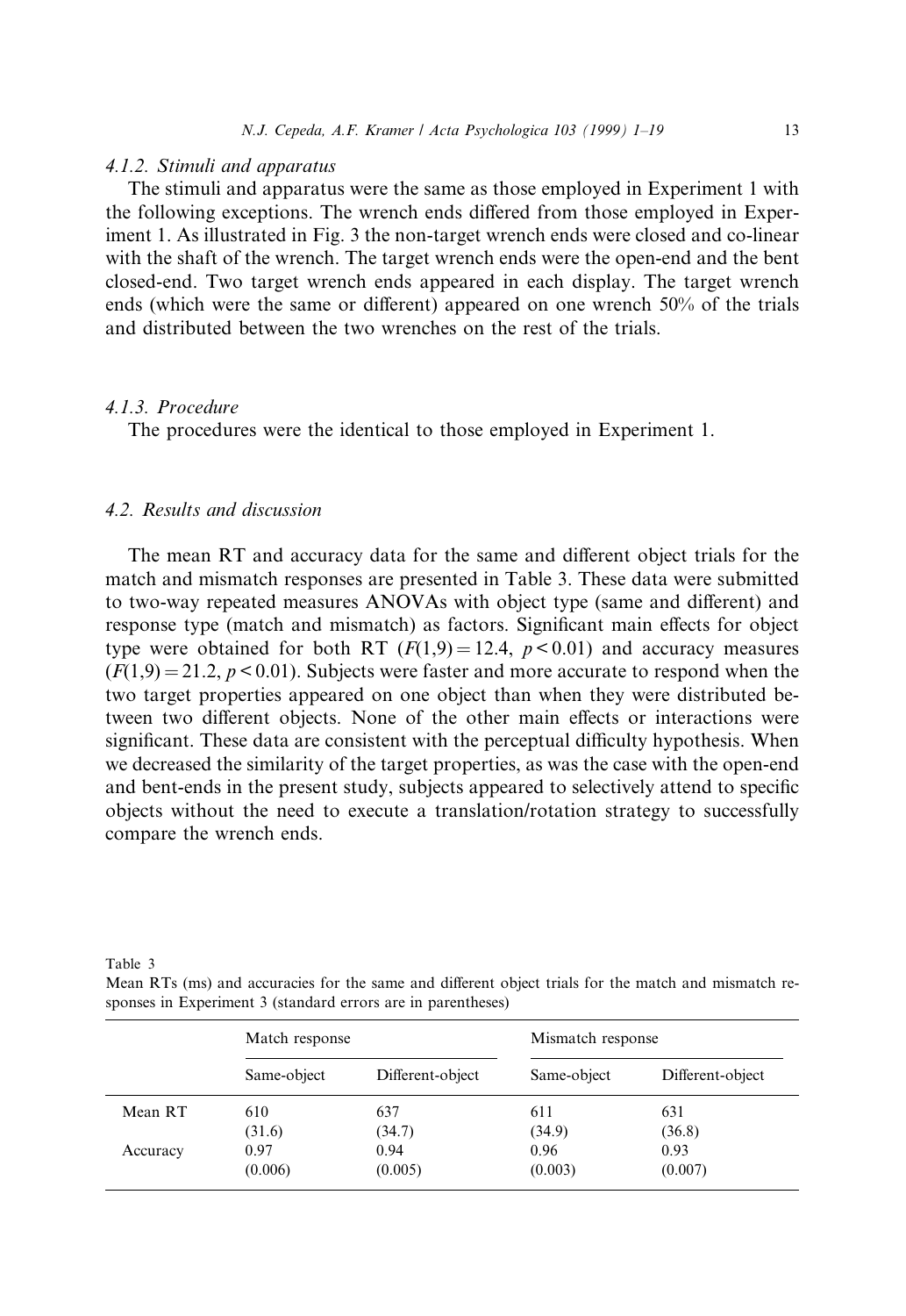#### 4.1.2. Stimuli and apparatus

The stimuli and apparatus were the same as those employed in Experiment 1 with the following exceptions. The wrench ends differed from those employed in Experiment 1. As illustrated in Fig. 3 the non-target wrench ends were closed and co-linear with the shaft of the wrench. The target wrench ends were the open-end and the bent closed-end. Two target wrench ends appeared in each display. The target wrench ends (which were the same or different) appeared on one wrench 50% of the trials and distributed between the two wrenches on the rest of the trials.

#### 4.1.3. Procedure

The procedures were the identical to those employed in Experiment 1.

### 4.2. Results and discussion

The mean RT and accuracy data for the same and different object trials for the match and mismatch responses are presented in Table 3. These data were submitted to two-way repeated measures ANOVAs with object type (same and different) and response type (match and mismatch) as factors. Significant main effects for object type were obtained for both RT ($F(1,9) = 12.4$, $p < 0.01$) and accuracy measures ($F(1,9) = 21.2$, $p < 0.01$). Subjects were faster and more accurate to respond when the two target properties appeared on one object than when they were distributed between two different objects. None of the other main effects or interactions were significant. These data are consistent with the perceptual difficulty hypothesis. When we decreased the similarity of the target properties, as was the case with the open-end and bent-ends in the present study, subjects appeared to selectively attend to specific objects without the need to execute a translation/rotation strategy to successfully compare the wrench ends.

Table 3
Mean RTs (ms) and accuracies for the same and different object trials for the match and mismatch responses in Experiment 3 (standard errors are in parentheses)

| | Match response | | Mismatch response | |
|---|---|---|---|---|
| | Same-object | Different-object | Same-object | Different-object |
| Mean RT | 610 | 637 | 611 | 631 |
| | (31.6) | (34.7) | (34.9) | (36.8) |
| Accuracy | 0.97 | 0.94 | 0.96 | 0.93 |
| | (0.006) | (0.005) | (0.003) | (0.007) |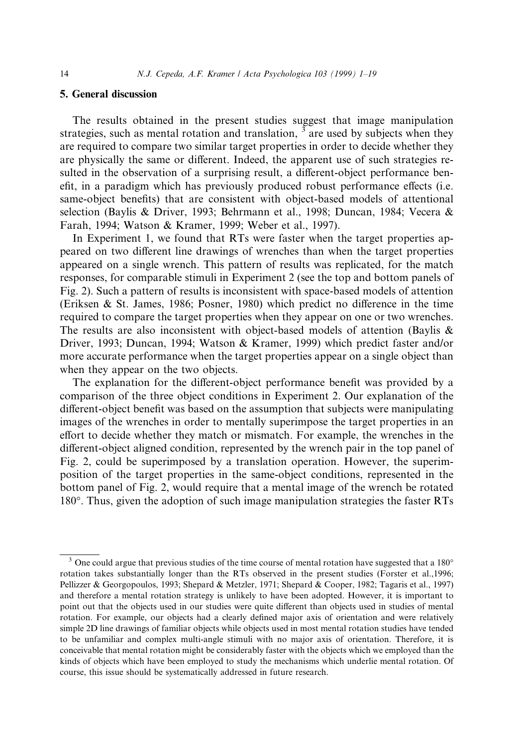## 5. General discussion

The results obtained in the present studies suggest that image manipulation strategies, such as mental rotation and translation, [3] are used by subjects when they are required to compare two similar target properties in order to decide whether they are physically the same or different. Indeed, the apparent use of such strategies resulted in the observation of a surprising result, a different-object performance benefit, in a paradigm which has previously produced robust performance effects (i.e. same-object benefits) that are consistent with object-based models of attentional selection (Baylis & Driver, 1993; Behrmann et al., 1998; Duncan, 1984; Vecera & Farah, 1994; Watson & Kramer, 1999; Weber et al., 1997).

In Experiment 1, we found that RTs were faster when the target properties appeared on two different line drawings of wrenches than when the target properties appeared on a single wrench. This pattern of results was replicated, for the match responses, for comparable stimuli in Experiment 2 (see the top and bottom panels of Fig. 2). Such a pattern of results is inconsistent with space-based models of attention (Eriksen & St. James, 1986; Posner, 1980) which predict no difference in the time required to compare the target properties when they appear on one or two wrenches. The results are also inconsistent with object-based models of attention (Baylis & Driver, 1993; Duncan, 1994; Watson & Kramer, 1999) which predict faster and/or more accurate performance when the target properties appear on a single object than when they appear on the two objects.

The explanation for the different-object performance benefit was provided by a comparison of the three object conditions in Experiment 2. Our explanation of the different-object benefit was based on the assumption that subjects were manipulating images of the wrenches in order to mentally superimpose the target properties in an effort to decide whether they match or mismatch. For example, the wrenches in the different-object aligned condition, represented by the wrench pair in the top panel of Fig. 2, could be superimposed by a translation operation. However, the superimposition of the target properties in the same-object conditions, represented in the bottom panel of Fig. 2, would require that a mental image of the wrench be rotated 180°. Thus, given the adoption of such image manipulation strategies the faster RTs

[3] One could argue that previous studies of the time course of mental rotation have suggested that a 180° rotation takes substantially longer than the RTs observed in the present studies (Forster et al.,1996; Pellizzer & Georgopoulos, 1993; Shepard & Metzler, 1971; Shepard & Cooper, 1982; Tagaris et al., 1997) and therefore a mental rotation strategy is unlikely to have been adopted. However, it is important to point out that the objects used in our studies were quite different than objects used in studies of mental rotation. For example, our objects had a clearly defined major axis of orientation and were relatively simple 2D line drawings of familiar objects while objects used in most mental rotation studies have tended to be unfamiliar and complex multi-angle stimuli with no major axis of orientation. Therefore, it is conceivable that mental rotation might be considerably faster with the objects which we employed than the kinds of objects which have been employed to study the mechanisms which underlie mental rotation. Of course, this issue should be systematically addressed in future research.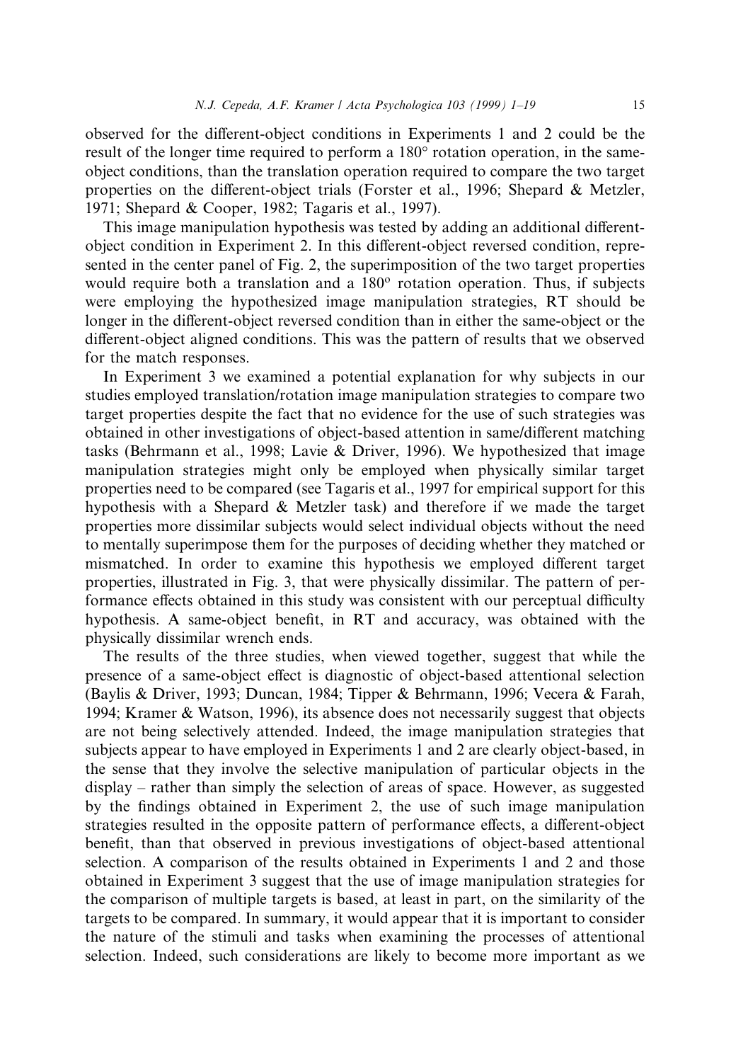observed for the different-object conditions in Experiments 1 and 2 could be the result of the longer time required to perform a 180° rotation operation, in the same-object conditions, than the translation operation required to compare the two target properties on the different-object trials (Forster et al., 1996; Shepard & Metzler, 1971; Shepard & Cooper, 1982; Tagaris et al., 1997).

This image manipulation hypothesis was tested by adding an additional different-object condition in Experiment 2. In this different-object reversed condition, represented in the center panel of Fig. 2, the superimposition of the two target properties would require both a translation and a 180° rotation operation. Thus, if subjects were employing the hypothesized image manipulation strategies, RT should be longer in the different-object reversed condition than in either the same-object or the different-object aligned conditions. This was the pattern of results that we observed for the match responses.

In Experiment 3 we examined a potential explanation for why subjects in our studies employed translation/rotation image manipulation strategies to compare two target properties despite the fact that no evidence for the use of such strategies was obtained in other investigations of object-based attention in same/different matching tasks (Behrmann et al., 1998; Lavie & Driver, 1996). We hypothesized that image manipulation strategies might only be employed when physically similar target properties need to be compared (see Tagaris et al., 1997 for empirical support for this hypothesis with a Shepard & Metzler task) and therefore if we made the target properties more dissimilar subjects would select individual objects without the need to mentally superimpose them for the purposes of deciding whether they matched or mismatched. In order to examine this hypothesis we employed different target properties, illustrated in Fig. 3, that were physically dissimilar. The pattern of performance effects obtained in this study was consistent with our perceptual difficulty hypothesis. A same-object benefit, in RT and accuracy, was obtained with the physically dissimilar wrench ends.

The results of the three studies, when viewed together, suggest that while the presence of a same-object effect is diagnostic of object-based attentional selection (Baylis & Driver, 1993; Duncan, 1984; Tipper & Behrmann, 1996; Vecera & Farah, 1994; Kramer & Watson, 1996), its absence does not necessarily suggest that objects are not being selectively attended. Indeed, the image manipulation strategies that subjects appear to have employed in Experiments 1 and 2 are clearly object-based, in the sense that they involve the selective manipulation of particular objects in the display – rather than simply the selection of areas of space. However, as suggested by the findings obtained in Experiment 2, the use of such image manipulation strategies resulted in the opposite pattern of performance effects, a different-object benefit, than that observed in previous investigations of object-based attentional selection. A comparison of the results obtained in Experiments 1 and 2 and those obtained in Experiment 3 suggest that the use of image manipulation strategies for the comparison of multiple targets is based, at least in part, on the similarity of the targets to be compared. In summary, it would appear that it is important to consider the nature of the stimuli and tasks when examining the processes of attentional selection. Indeed, such considerations are likely to become more important as we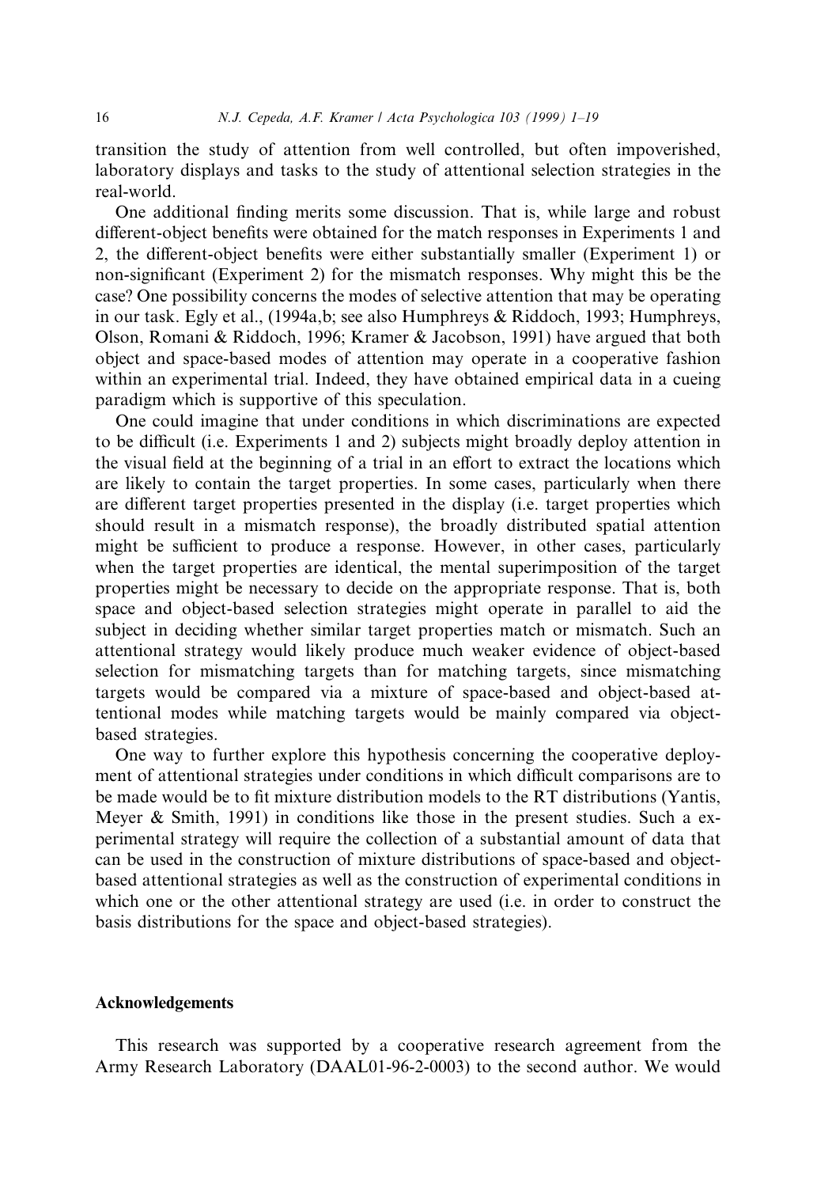transition the study of attention from well controlled, but often impoverished, laboratory displays and tasks to the study of attentional selection strategies in the real-world.

One additional finding merits some discussion. That is, while large and robust different-object benefits were obtained for the match responses in Experiments 1 and 2, the different-object benefits were either substantially smaller (Experiment 1) or non-significant (Experiment 2) for the mismatch responses. Why might this be the case? One possibility concerns the modes of selective attention that may be operating in our task. Egly et al., (1994a,b; see also Humphreys & Riddoch, 1993; Humphreys, Olson, Romani & Riddoch, 1996; Kramer & Jacobson, 1991) have argued that both object and space-based modes of attention may operate in a cooperative fashion within an experimental trial. Indeed, they have obtained empirical data in a cueing paradigm which is supportive of this speculation.

One could imagine that under conditions in which discriminations are expected to be difficult (i.e. Experiments 1 and 2) subjects might broadly deploy attention in the visual field at the beginning of a trial in an effort to extract the locations which are likely to contain the target properties. In some cases, particularly when there are different target properties presented in the display (i.e. target properties which should result in a mismatch response), the broadly distributed spatial attention might be sufficient to produce a response. However, in other cases, particularly when the target properties are identical, the mental superimposition of the target properties might be necessary to decide on the appropriate response. That is, both space and object-based selection strategies might operate in parallel to aid the subject in deciding whether similar target properties match or mismatch. Such an attentional strategy would likely produce much weaker evidence of object-based selection for mismatching targets than for matching targets, since mismatching targets would be compared via a mixture of space-based and object-based attentional modes while matching targets would be mainly compared via object-based strategies.

One way to further explore this hypothesis concerning the cooperative deployment of attentional strategies under conditions in which difficult comparisons are to be made would be to fit mixture distribution models to the RT distributions (Yantis, Meyer & Smith, 1991) in conditions like those in the present studies. Such a experimental strategy will require the collection of a substantial amount of data that can be used in the construction of mixture distributions of space-based and object-based attentional strategies as well as the construction of experimental conditions in which one or the other attentional strategy are used (i.e. in order to construct the basis distributions for the space and object-based strategies).

## Acknowledgements

This research was supported by a cooperative research agreement from the Army Research Laboratory (DAAL01-96-2-0003) to the second author. We would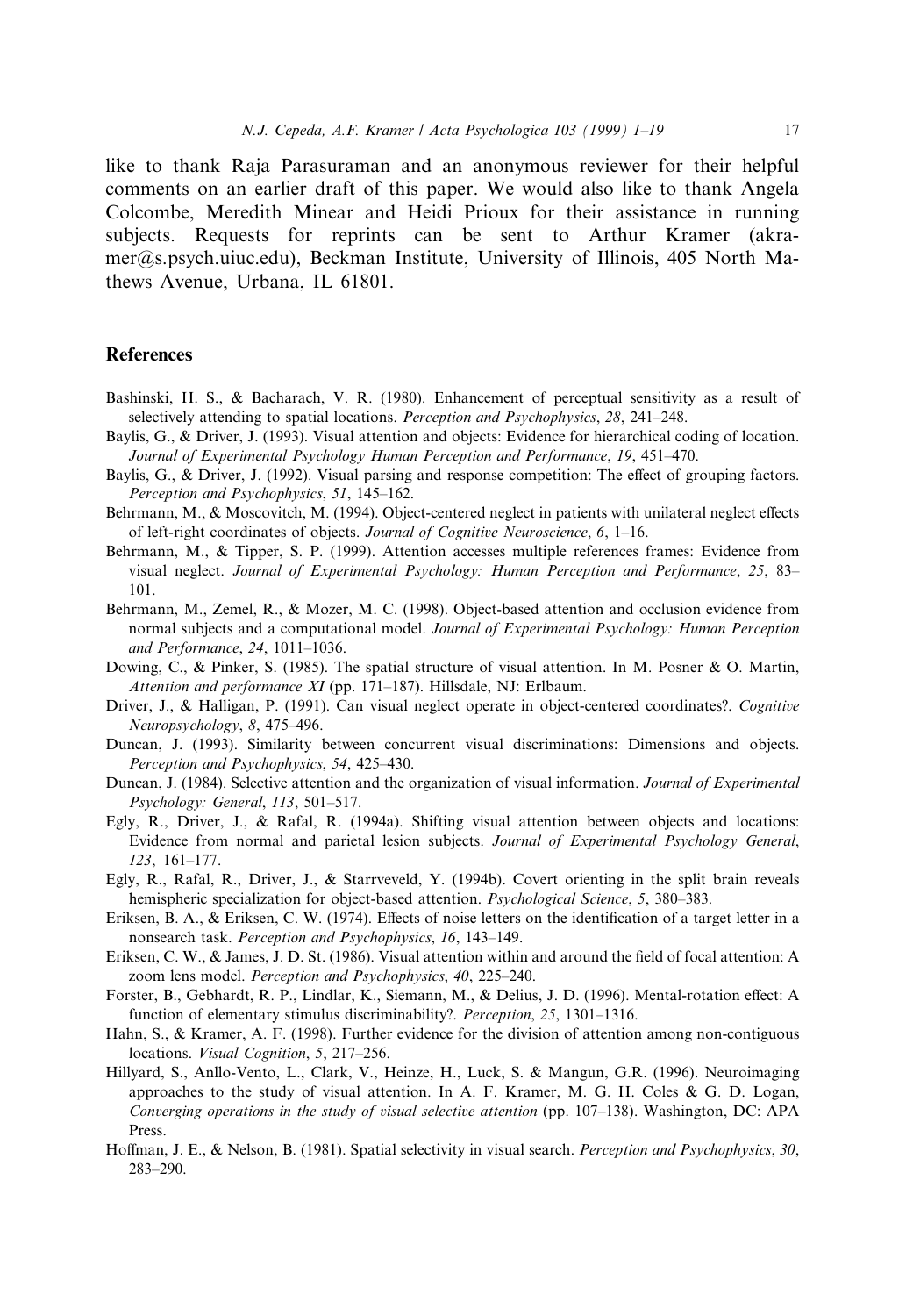like to thank Raja Parasuraman and an anonymous reviewer for their helpful comments on an earlier draft of this paper. We would also like to thank Angela Colcombe, Meredith Minear and Heidi Prioux for their assistance in running subjects. Requests for reprints can be sent to Arthur Kramer (akramer@s.psych.uiuc.edu), Beckman Institute, University of Illinois, 405 North Mathews Avenue, Urbana, IL 61801.

## References

Bashinski, H. S., & Bacharach, V. R. (1980). Enhancement of perceptual sensitivity as a result of selectively attending to spatial locations. *Perception and Psychophysics*, *28*, 241–248.

Baylis, G., & Driver, J. (1993). Visual attention and objects: Evidence for hierarchical coding of location. *Journal of Experimental Psychology Human Perception and Performance*, *19*, 451–470.

Baylis, G., & Driver, J. (1992). Visual parsing and response competition: The effect of grouping factors. *Perception and Psychophysics*, *51*, 145–162.

Behrmann, M., & Moscovitch, M. (1994). Object-centered neglect in patients with unilateral neglect effects of left-right coordinates of objects. *Journal of Cognitive Neuroscience*, *6*, 1–16.

Behrmann, M., & Tipper, S. P. (1999). Attention accesses multiple references frames: Evidence from visual neglect. *Journal of Experimental Psychology: Human Perception and Performance*, *25*, 83–101.

Behrmann, M., Zemel, R., & Mozer, M. C. (1998). Object-based attention and occlusion evidence from normal subjects and a computational model. *Journal of Experimental Psychology: Human Perception and Performance*, *24*, 1011–1036.

Dowing, C., & Pinker, S. (1985). The spatial structure of visual attention. In M. Posner & O. Martin, *Attention and performance XI* (pp. 171–187). Hillsdale, NJ: Erlbaum.

Driver, J., & Halligan, P. (1991). Can visual neglect operate in object-centered coordinates?. *Cognitive Neuropsychology*, *8*, 475–496.

Duncan, J. (1993). Similarity between concurrent visual discriminations: Dimensions and objects. *Perception and Psychophysics*, *54*, 425–430.

Duncan, J. (1984). Selective attention and the organization of visual information. *Journal of Experimental Psychology: General*, *113*, 501–517.

Egly, R., Driver, J., & Rafal, R. (1994a). Shifting visual attention between objects and locations: Evidence from normal and parietal lesion subjects. *Journal of Experimental Psychology General*, *123*, 161–177.

Egly, R., Rafal, R., Driver, J., & Starrveveld, Y. (1994b). Covert orienting in the split brain reveals hemispheric specialization for object-based attention. *Psychological Science*, *5*, 380–383.

Eriksen, B. A., & Eriksen, C. W. (1974). Effects of noise letters on the identification of a target letter in a nonsearch task. *Perception and Psychophysics*, *16*, 143–149.

Eriksen, C. W., & James, J. D. St. (1986). Visual attention within and around the field of focal attention: A zoom lens model. *Perception and Psychophysics*, *40*, 225–240.

Forster, B., Gebhardt, R. P., Lindlar, K., Siemann, M., & Delius, J. D. (1996). Mental-rotation effect: A function of elementary stimulus discriminability?. *Perception*, *25*, 1301–1316.

Hahn, S., & Kramer, A. F. (1998). Further evidence for the division of attention among non-contiguous locations. *Visual Cognition*, *5*, 217–256.

Hillyard, S., Anllo-Vento, L., Clark, V., Heinze, H., Luck, S. & Mangun, G.R. (1996). Neuroimaging approaches to the study of visual attention. In A. F. Kramer, M. G. H. Coles & G. D. Logan, *Converging operations in the study of visual selective attention* (pp. 107–138). Washington, DC: APA Press.

Hoffman, J. E., & Nelson, B. (1981). Spatial selectivity in visual search. *Perception and Psychophysics*, *30*, 283–290.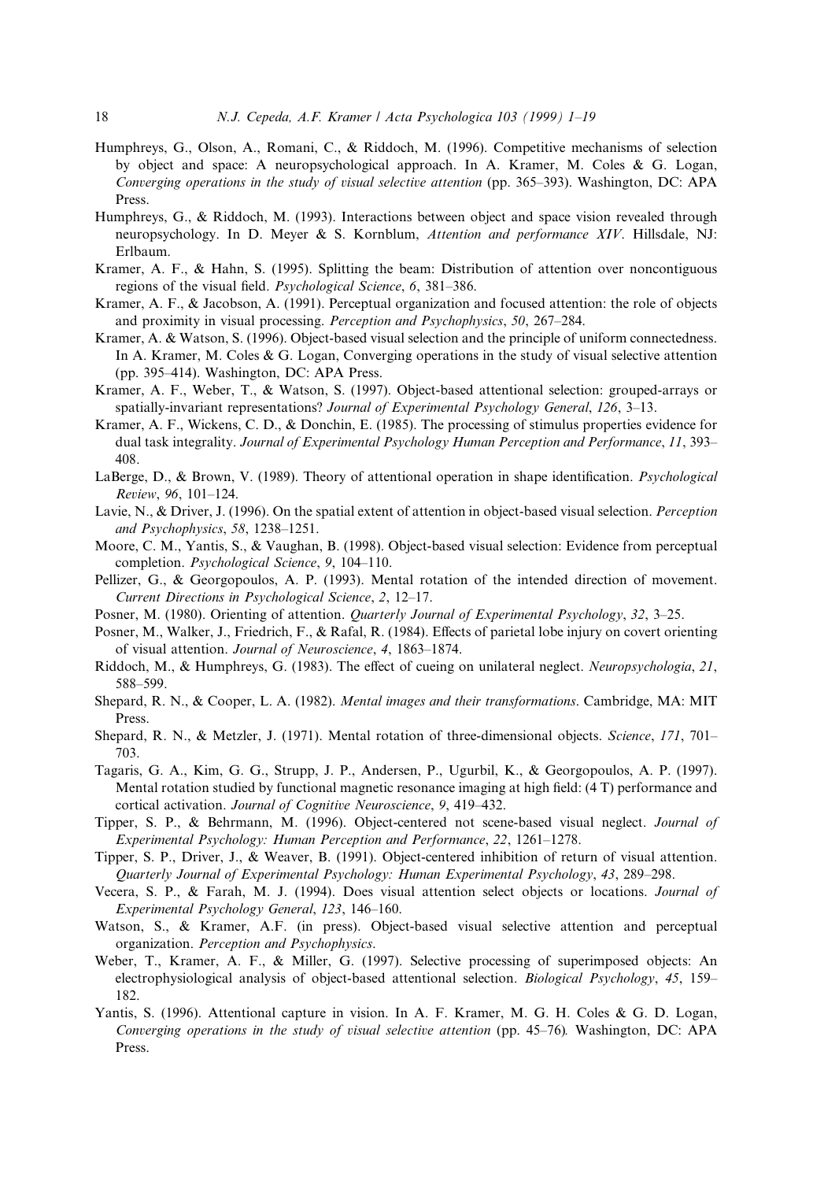Humphreys, G., Olson, A., Romani, C., & Riddoch, M. (1996). Competitive mechanisms of selection by object and space: A neuropsychological approach. In A. Kramer, M. Coles & G. Logan, *Converging operations in the study of visual selective attention* (pp. 365–393). Washington, DC: APA Press.

Humphreys, G., & Riddoch, M. (1993). Interactions between object and space vision revealed through neuropsychology. In D. Meyer & S. Kornblum, *Attention and performance XIV*. Hillsdale, NJ: Erlbaum.

Kramer, A. F., & Hahn, S. (1995). Splitting the beam: Distribution of attention over noncontiguous regions of the visual field. *Psychological Science*, *6*, 381–386.

Kramer, A. F., & Jacobson, A. (1991). Perceptual organization and focused attention: the role of objects and proximity in visual processing. *Perception and Psychophysics*, *50*, 267–284.

Kramer, A. & Watson, S. (1996). Object-based visual selection and the principle of uniform connectedness. In A. Kramer, M. Coles & G. Logan, Converging operations in the study of visual selective attention (pp. 395–414). Washington, DC: APA Press.

Kramer, A. F., Weber, T., & Watson, S. (1997). Object-based attentional selection: grouped-arrays or spatially-invariant representations? *Journal of Experimental Psychology General*, *126*, 3–13.

Kramer, A. F., Wickens, C. D., & Donchin, E. (1985). The processing of stimulus properties evidence for dual task integrality. *Journal of Experimental Psychology Human Perception and Performance*, *11*, 393–408.

LaBerge, D., & Brown, V. (1989). Theory of attentional operation in shape identification. *Psychological Review*, *96*, 101–124.

Lavie, N., & Driver, J. (1996). On the spatial extent of attention in object-based visual selection. *Perception and Psychophysics*, *58*, 1238–1251.

Moore, C. M., Yantis, S., & Vaughan, B. (1998). Object-based visual selection: Evidence from perceptual completion. *Psychological Science*, *9*, 104–110.

Pellizer, G., & Georgopoulos, A. P. (1993). Mental rotation of the intended direction of movement. *Current Directions in Psychological Science*, *2*, 12–17.

Posner, M. (1980). Orienting of attention. *Quarterly Journal of Experimental Psychology*, *32*, 3–25.

Posner, M., Walker, J., Friedrich, F., & Rafal, R. (1984). Effects of parietal lobe injury on covert orienting of visual attention. *Journal of Neuroscience*, *4*, 1863–1874.

Riddoch, M., & Humphreys, G. (1983). The effect of cueing on unilateral neglect. *Neuropsychologia*, *21*, 588–599.

Shepard, R. N., & Cooper, L. A. (1982). *Mental images and their transformations*. Cambridge, MA: MIT Press.

Shepard, R. N., & Metzler, J. (1971). Mental rotation of three-dimensional objects. *Science*, *171*, 701–703.

Tagaris, G. A., Kim, G. G., Strupp, J. P., Andersen, P., Ugurbil, K., & Georgopoulos, A. P. (1997). Mental rotation studied by functional magnetic resonance imaging at high field: (4 T) performance and cortical activation. *Journal of Cognitive Neuroscience*, *9*, 419–432.

Tipper, S. P., & Behrmann, M. (1996). Object-centered not scene-based visual neglect. *Journal of Experimental Psychology: Human Perception and Performance*, *22*, 1261–1278.

Tipper, S. P., Driver, J., & Weaver, B. (1991). Object-centered inhibition of return of visual attention. *Quarterly Journal of Experimental Psychology: Human Experimental Psychology*, *43*, 289–298.

Vecera, S. P., & Farah, M. J. (1994). Does visual attention select objects or locations. *Journal of Experimental Psychology General*, *123*, 146–160.

Watson, S., & Kramer, A.F. (in press). Object-based visual selective attention and perceptual organization. *Perception and Psychophysics*.

Weber, T., Kramer, A. F., & Miller, G. (1997). Selective processing of superimposed objects: An electrophysiological analysis of object-based attentional selection. *Biological Psychology*, *45*, 159–182.

Yantis, S. (1996). Attentional capture in vision. In A. F. Kramer, M. G. H. Coles & G. D. Logan, *Converging operations in the study of visual selective attention* (pp. 45–76). Washington, DC: APA Press.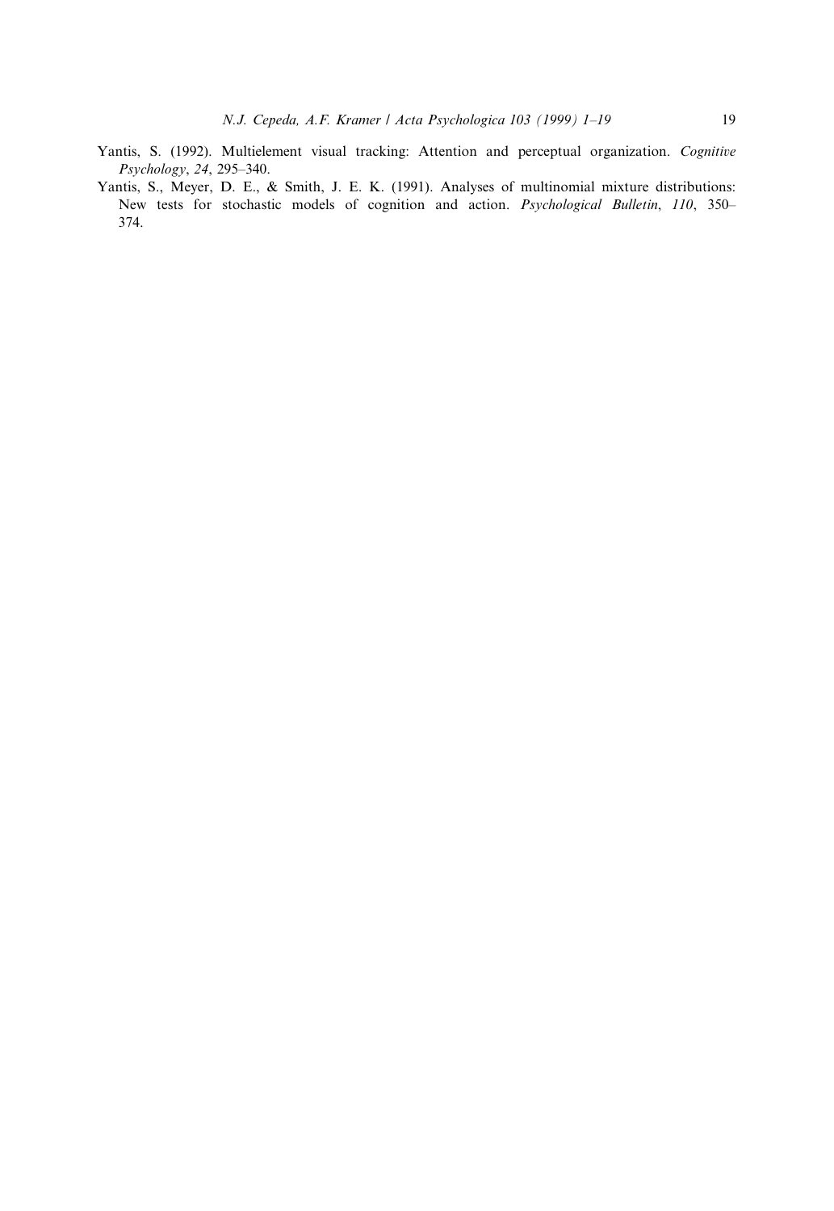Yantis, S. (1992). Multielement visual tracking: Attention and perceptual organization. *Cognitive Psychology*, *24*, 295–340.

Yantis, S., Meyer, D. E., & Smith, J. E. K. (1991). Analyses of multinomial mixture distributions: New tests for stochastic models of cognition and action. *Psychological Bulletin*, *110*, 350–374.